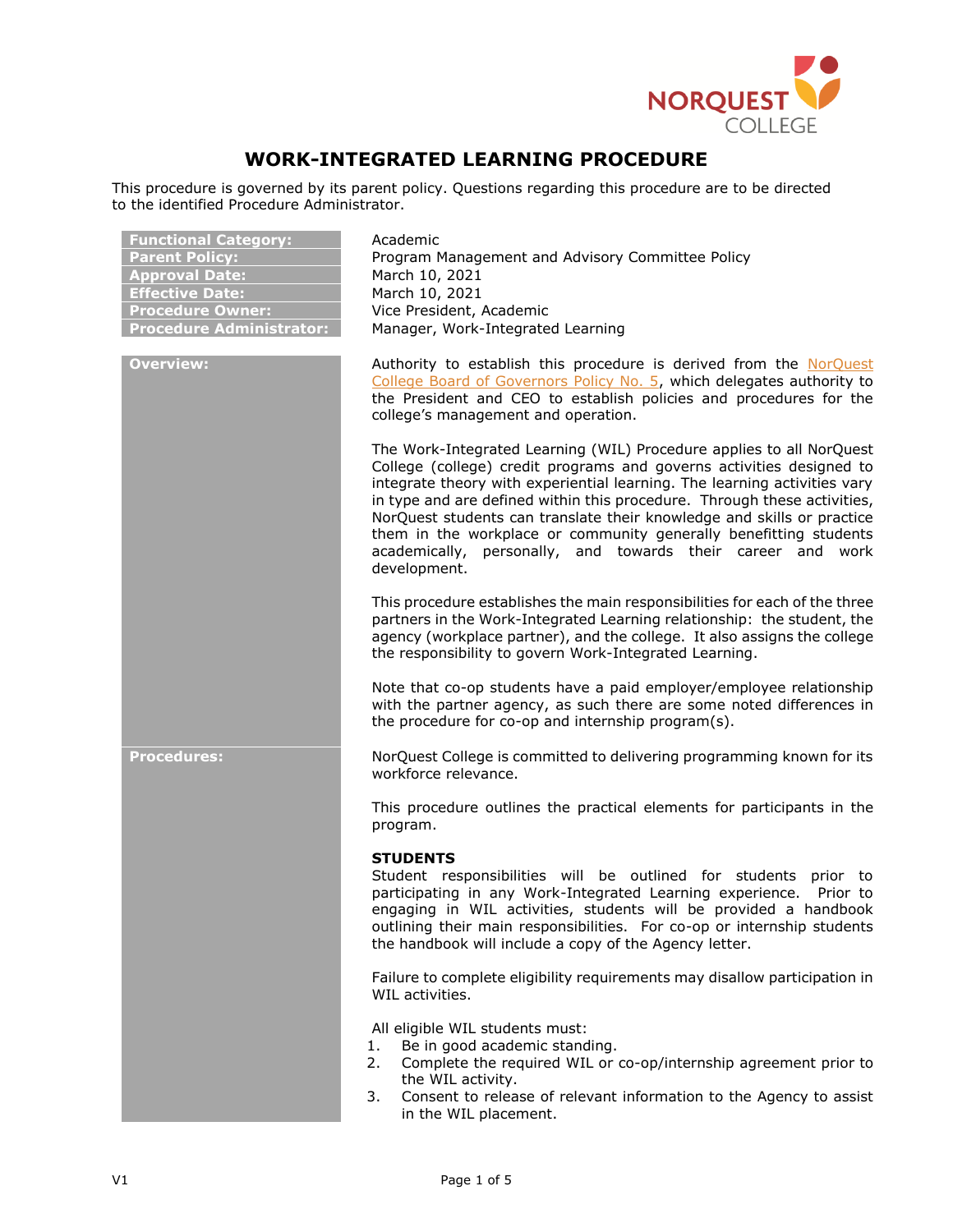# WORK-INTEGRATED LEARNING PROCEDURE

This procedure is governed by its parent policy. Questions regarding this procedure are to be directed to the identified Procedure Administrator.

| | |
|---|---|
| **Functional Category:** | Academic |
| **Parent Policy:** | Program Management and Advisory Committee Policy |
| **Approval Date:** | March 10, 2021 |
| **Effective Date:** | March 10, 2021 |
| **Procedure Owner:** | Vice President, Academic |
| **Procedure Administrator:** | Manager, Work-Integrated Learning |

## Overview:

Authority to establish this procedure is derived from the NorQuest College Board of Governors Policy No. 5, which delegates authority to the President and CEO to establish policies and procedures for the college's management and operation.

The Work-Integrated Learning (WIL) Procedure applies to all NorQuest College (college) credit programs and governs activities designed to integrate theory with experiential learning. The learning activities vary in type and are defined within this procedure. Through these activities, NorQuest students can translate their knowledge and skills or practice them in the workplace or community generally benefitting students academically, personally, and towards their career and work development.

This procedure establishes the main responsibilities for each of the three partners in the Work-Integrated Learning relationship: the student, the agency (workplace partner), and the college. It also assigns the college the responsibility to govern Work-Integrated Learning.

Note that co-op students have a paid employer/employee relationship with the partner agency, as such there are some noted differences in the procedure for co-op and internship program(s).

## Procedures:

NorQuest College is committed to delivering programming known for its workforce relevance.

This procedure outlines the practical elements for participants in the program.

**STUDENTS**

Student responsibilities will be outlined for students prior to participating in any Work-Integrated Learning experience. Prior to engaging in WIL activities, students will be provided a handbook outlining their main responsibilities. For co-op or internship students the handbook will include a copy of the Agency letter.

Failure to complete eligibility requirements may disallow participation in WIL activities.

All eligible WIL students must:

1. Be in good academic standing.
2. Complete the required WIL or co-op/internship agreement prior to the WIL activity.
3. Consent to release of relevant information to the Agency to assist in the WIL placement.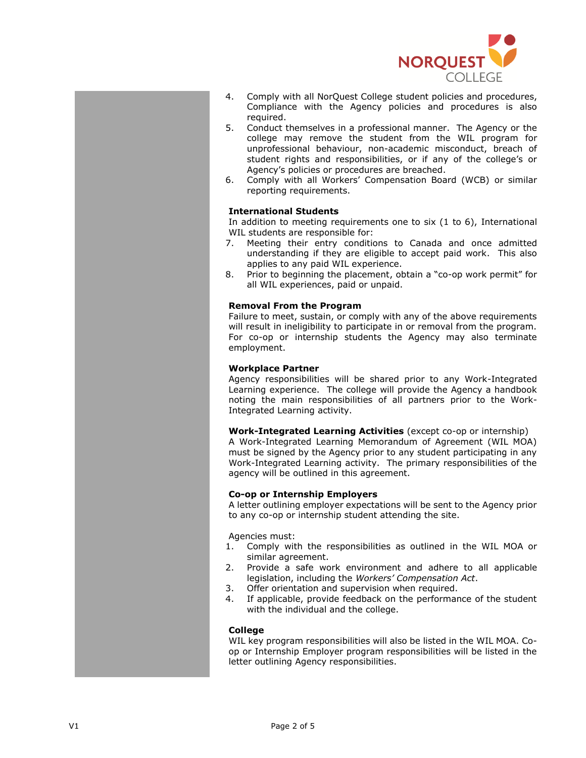4. Comply with all NorQuest College student policies and procedures, Compliance with the Agency policies and procedures is also required.
5. Conduct themselves in a professional manner. The Agency or the college may remove the student from the WIL program for unprofessional behaviour, non-academic misconduct, breach of student rights and responsibilities, or if any of the college's or Agency's policies or procedures are breached.
6. Comply with all Workers' Compensation Board (WCB) or similar reporting requirements.

**International Students**

In addition to meeting requirements one to six (1 to 6), International WIL students are responsible for:

7. Meeting their entry conditions to Canada and once admitted understanding if they are eligible to accept paid work. This also applies to any paid WIL experience.
8. Prior to beginning the placement, obtain a "co-op work permit" for all WIL experiences, paid or unpaid.

**Removal From the Program**

Failure to meet, sustain, or comply with any of the above requirements will result in ineligibility to participate in or removal from the program. For co-op or internship students the Agency may also terminate employment.

**Workplace Partner**

Agency responsibilities will be shared prior to any Work-Integrated Learning experience. The college will provide the Agency a handbook noting the main responsibilities of all partners prior to the Work-Integrated Learning activity.

**Work-Integrated Learning Activities** (except co-op or internship)

A Work-Integrated Learning Memorandum of Agreement (WIL MOA) must be signed by the Agency prior to any student participating in any Work-Integrated Learning activity. The primary responsibilities of the agency will be outlined in this agreement.

**Co-op or Internship Employers**

A letter outlining employer expectations will be sent to the Agency prior to any co-op or internship student attending the site.

Agencies must:

1. Comply with the responsibilities as outlined in the WIL MOA or similar agreement.
2. Provide a safe work environment and adhere to all applicable legislation, including the *Workers' Compensation Act*.
3. Offer orientation and supervision when required.
4. If applicable, provide feedback on the performance of the student with the individual and the college.

**College**

WIL key program responsibilities will also be listed in the WIL MOA. Co-op or Internship Employer program responsibilities will be listed in the letter outlining Agency responsibilities.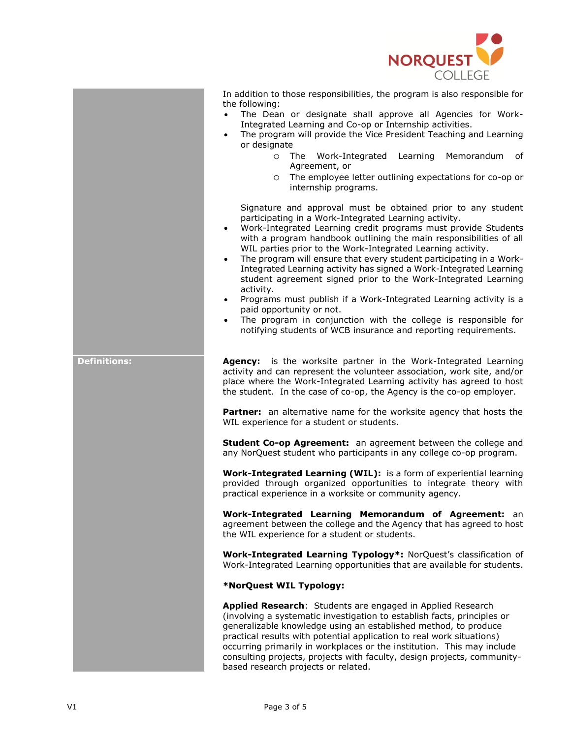In addition to those responsibilities, the program is also responsible for the following:

- The Dean or designate shall approve all Agencies for Work-Integrated Learning and Co-op or Internship activities.
- The program will provide the Vice President Teaching and Learning or designate
  - The Work-Integrated Learning Memorandum of Agreement, or
  - The employee letter outlining expectations for co-op or internship programs.

  Signature and approval must be obtained prior to any student participating in a Work-Integrated Learning activity.
- Work-Integrated Learning credit programs must provide Students with a program handbook outlining the main responsibilities of all WIL parties prior to the Work-Integrated Learning activity.
- The program will ensure that every student participating in a Work-Integrated Learning activity has signed a Work-Integrated Learning student agreement signed prior to the Work-Integrated Learning activity.
- Programs must publish if a Work-Integrated Learning activity is a paid opportunity or not.
- The program in conjunction with the college is responsible for notifying students of WCB insurance and reporting requirements.

## Definitions:

**Agency:** is the worksite partner in the Work-Integrated Learning activity and can represent the volunteer association, work site, and/or place where the Work-Integrated Learning activity has agreed to host the student. In the case of co-op, the Agency is the co-op employer.

**Partner:** an alternative name for the worksite agency that hosts the WIL experience for a student or students.

**Student Co-op Agreement:** an agreement between the college and any NorQuest student who participants in any college co-op program.

**Work-Integrated Learning (WIL):** is a form of experiential learning provided through organized opportunities to integrate theory with practical experience in a worksite or community agency.

**Work-Integrated Learning Memorandum of Agreement:** an agreement between the college and the Agency that has agreed to host the WIL experience for a student or students.

**Work-Integrated Learning Typology*:** NorQuest's classification of Work-Integrated Learning opportunities that are available for students.

**\*NorQuest WIL Typology:**

**Applied Research**: Students are engaged in Applied Research (involving a systematic investigation to establish facts, principles or generalizable knowledge using an established method, to produce practical results with potential application to real work situations) occurring primarily in workplaces or the institution. This may include consulting projects, projects with faculty, design projects, community-based research projects or related.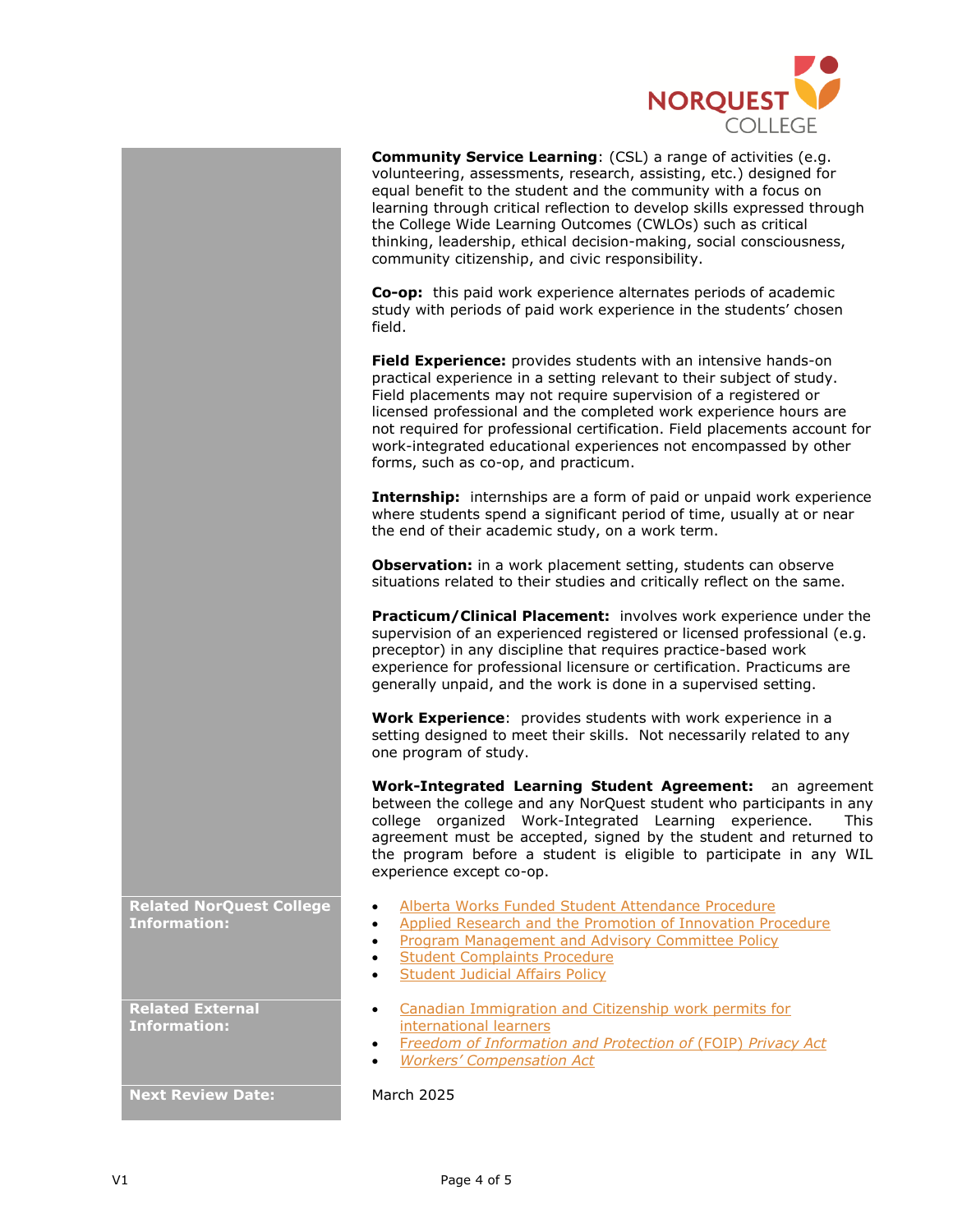**Community Service Learning**: (CSL) a range of activities (e.g. volunteering, assessments, research, assisting, etc.) designed for equal benefit to the student and the community with a focus on learning through critical reflection to develop skills expressed through the College Wide Learning Outcomes (CWLOs) such as critical thinking, leadership, ethical decision-making, social consciousness, community citizenship, and civic responsibility.

**Co-op:** this paid work experience alternates periods of academic study with periods of paid work experience in the students' chosen field.

**Field Experience:** provides students with an intensive hands-on practical experience in a setting relevant to their subject of study. Field placements may not require supervision of a registered or licensed professional and the completed work experience hours are not required for professional certification. Field placements account for work-integrated educational experiences not encompassed by other forms, such as co-op, and practicum.

**Internship:** internships are a form of paid or unpaid work experience where students spend a significant period of time, usually at or near the end of their academic study, on a work term.

**Observation:** in a work placement setting, students can observe situations related to their studies and critically reflect on the same.

**Practicum/Clinical Placement:** involves work experience under the supervision of an experienced registered or licensed professional (e.g. preceptor) in any discipline that requires practice-based work experience for professional licensure or certification. Practicums are generally unpaid, and the work is done in a supervised setting.

**Work Experience**: provides students with work experience in a setting designed to meet their skills. Not necessarily related to any one program of study.

**Work-Integrated Learning Student Agreement:** an agreement between the college and any NorQuest student who participants in any college organized Work-Integrated Learning experience. This agreement must be accepted, signed by the student and returned to the program before a student is eligible to participate in any WIL experience except co-op.

**Related NorQuest College Information:**

- Alberta Works Funded Student Attendance Procedure
- Applied Research and the Promotion of Innovation Procedure
- Program Management and Advisory Committee Policy
- Student Complaints Procedure
- Student Judicial Affairs Policy

**Related External Information:**

- Canadian Immigration and Citizenship work permits for international learners
- *Freedom of Information and Protection of* (FOIP) *Privacy Act*
- *Workers' Compensation Act*

**Next Review Date:** March 2025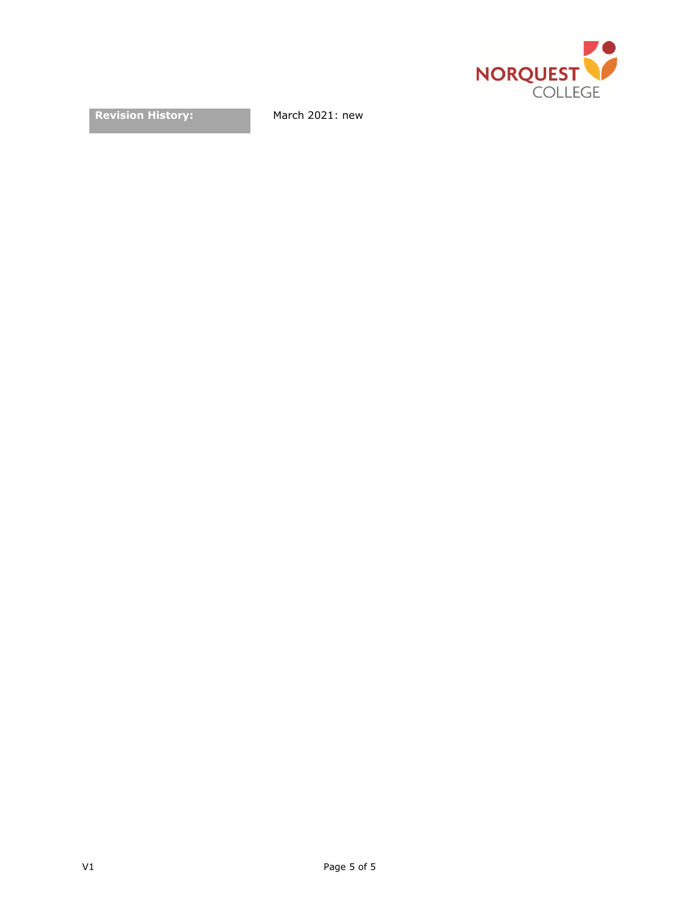| | |
|---|---|
| **Revision History:** | March 2021: new |